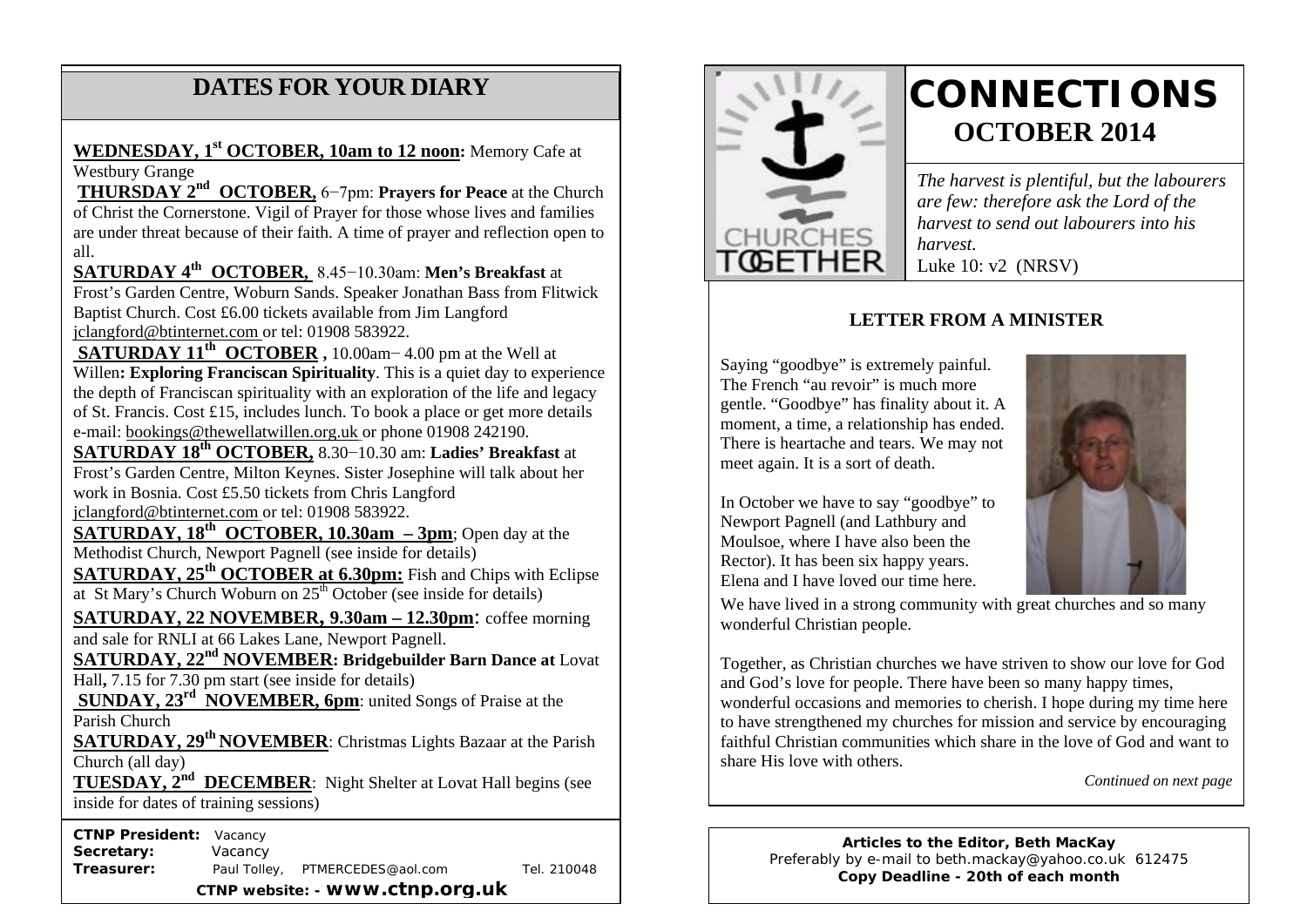## DATES FOR YOUR DIARY

**WEDNESDAY, 1st OCTOBER, 10am to 12 noon:** Memory Cafe at Westbury Grange

**THURSDAY 2nd OCTOBER,** 6−7pm: **Prayers for Peace** at the Church of Christ the Cornerstone. Vigil of Prayer for those whose lives and families are under threat because of their faith. A time of prayer and reflection open to all.

**SATURDAY 4th OCTOBER,** 8.45−10.30am: **Men's Breakfast** at Frost's Garden Centre, Woburn Sands. Speaker Jonathan Bass from Flitwick Baptist Church. Cost £6.00 tickets available from Jim Langford jclangford@btinternet.com or tel: 01908 583922.

**SATURDAY 11th OCTOBER ,** 10.00am− 4.00 pm at the Well at Willen**: Exploring Franciscan Spirituality**. This is a quiet day to experience the depth of Franciscan spirituality with an exploration of the life and legacy of St. Francis. Cost £15, includes lunch. To book a place or get more details e-mail: bookings@thewellatwillen.org.uk or phone 01908 242190.

**SATURDAY 18th OCTOBER,** 8.30−10.30 am: **Ladies' Breakfast** at Frost's Garden Centre, Milton Keynes. Sister Josephine will talk about her work in Bosnia. Cost £5.50 tickets from Chris Langford jclangford@btinternet.com or tel: 01908 583922.

**SATURDAY, 18th OCTOBER, 10.30am – 3pm**; Open day at the Methodist Church, Newport Pagnell (see inside for details)

**SATURDAY, 25th OCTOBER at 6.30pm:** Fish and Chips with Eclipse at St Mary's Church Woburn on 25th October (see inside for details)

**SATURDAY, 22 NOVEMBER, 9.30am – 12.30pm**: coffee morning and sale for RNLI at 66 Lakes Lane, Newport Pagnell.

**SATURDAY, 22nd NOVEMBER: Bridgebuilder Barn Dance at** Lovat Hall**,** 7.15 for 7.30 pm start (see inside for details)

**SUNDAY, 23rd NOVEMBER, 6pm**: united Songs of Praise at the Parish Church

**SATURDAY, 29th NOVEMBER**: Christmas Lights Bazaar at the Parish Church (all day)

**TUESDAY, 2nd DECEMBER**: Night Shelter at Lovat Hall begins (see inside for dates of training sessions)

**CTNP President:** Vacancy
**Secretary:** Vacancy
**Treasurer:** Paul Tolley, PTMERCEDES@aol.com Tel. 210048

**CTNP website: - www.ctnp.org.uk**

# CONNECTIONS

## OCTOBER 2014

*The harvest is plentiful, but the labourers are few: therefore ask the Lord of the harvest to send out labourers into his harvest.*
Luke 10: v2 (NRSV)

### LETTER FROM A MINISTER

Saying "goodbye" is extremely painful. The French "au revoir" is much more gentle. "Goodbye" has finality about it. A moment, a time, a relationship has ended. There is heartache and tears. We may not meet again. It is a sort of death.

In October we have to say "goodbye" to Newport Pagnell (and Lathbury and Moulsoe, where I have also been the Rector). It has been six happy years. Elena and I have loved our time here. We have lived in a strong community with great churches and so many wonderful Christian people.

Together, as Christian churches we have striven to show our love for God and God's love for people. There have been so many happy times, wonderful occasions and memories to cherish. I hope during my time here to have strengthened my churches for mission and service by encouraging faithful Christian communities which share in the love of God and want to share His love with others.

*Continued on next page*

**Articles to the Editor, Beth MacKay**
Preferably by e-mail to beth.mackay@yahoo.co.uk 612475
**Copy Deadline - 20th of each month**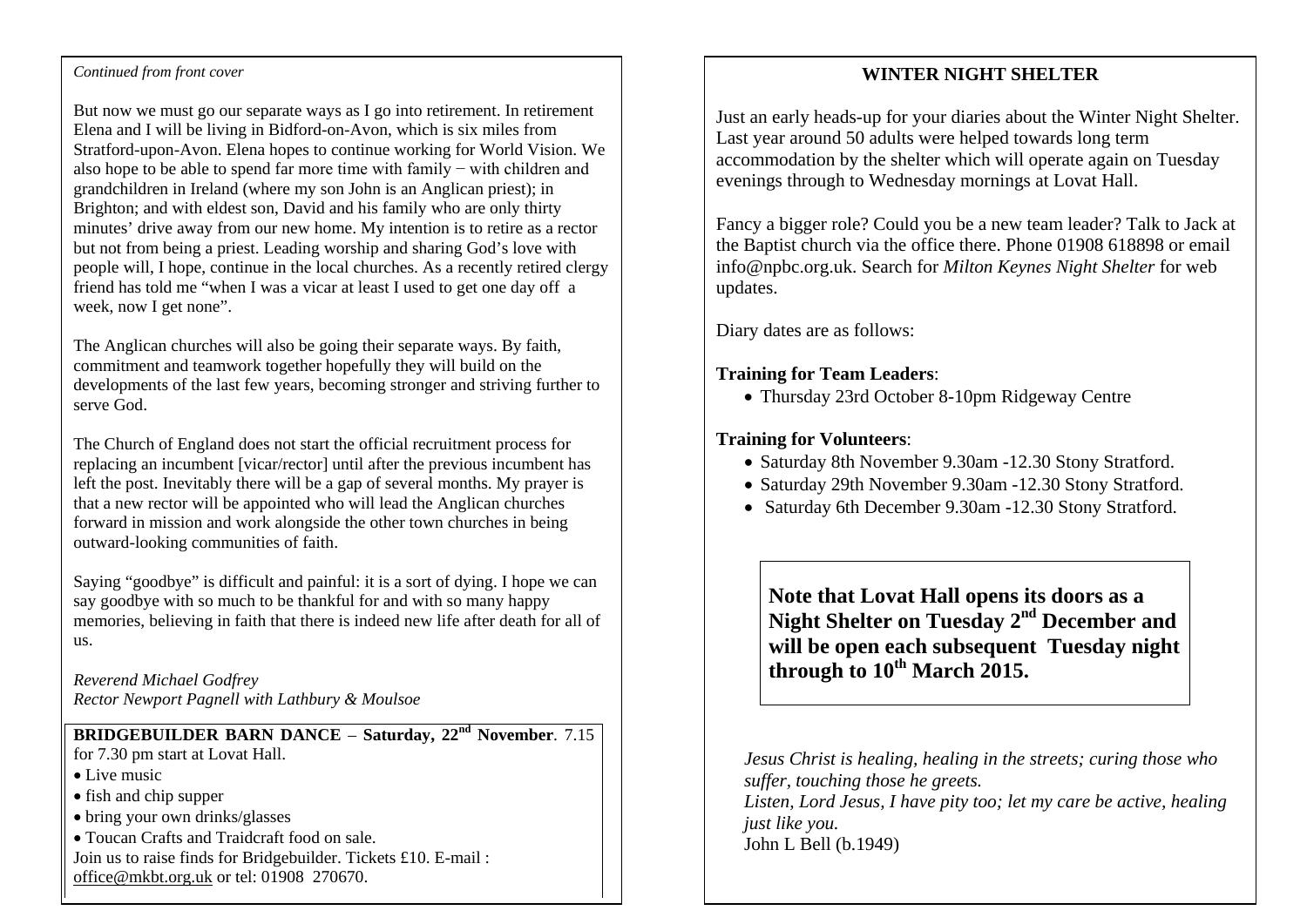*Continued from front cover*

But now we must go our separate ways as I go into retirement. In retirement Elena and I will be living in Bidford-on-Avon, which is six miles from Stratford-upon-Avon. Elena hopes to continue working for World Vision. We also hope to be able to spend far more time with family − with children and grandchildren in Ireland (where my son John is an Anglican priest); in Brighton; and with eldest son, David and his family who are only thirty minutes' drive away from our new home. My intention is to retire as a rector but not from being a priest. Leading worship and sharing God's love with people will, I hope, continue in the local churches. As a recently retired clergy friend has told me "when I was a vicar at least I used to get one day off a week, now I get none".

The Anglican churches will also be going their separate ways. By faith, commitment and teamwork together hopefully they will build on the developments of the last few years, becoming stronger and striving further to serve God.

The Church of England does not start the official recruitment process for replacing an incumbent [vicar/rector] until after the previous incumbent has left the post. Inevitably there will be a gap of several months. My prayer is that a new rector will be appointed who will lead the Anglican churches forward in mission and work alongside the other town churches in being outward-looking communities of faith.

Saying "goodbye" is difficult and painful: it is a sort of dying. I hope we can say goodbye with so much to be thankful for and with so many happy memories, believing in faith that there is indeed new life after death for all of us.

*Reverend Michael Godfrey*
*Rector Newport Pagnell with Lathbury & Moulsoe*

**BRIDGEBUILDER BARN DANCE – Saturday, 22nd November**. 7.15 for 7.30 pm start at Lovat Hall.

- Live music
- fish and chip supper
- bring your own drinks/glasses
- Toucan Crafts and Traidcraft food on sale.

Join us to raise finds for Bridgebuilder. Tickets £10. E-mail : office@mkbt.org.uk or tel: 01908 270670.

## WINTER NIGHT SHELTER

Just an early heads-up for your diaries about the Winter Night Shelter. Last year around 50 adults were helped towards long term accommodation by the shelter which will operate again on Tuesday evenings through to Wednesday mornings at Lovat Hall.

Fancy a bigger role? Could you be a new team leader? Talk to Jack at the Baptist church via the office there. Phone 01908 618898 or email info@npbc.org.uk. Search for *Milton Keynes Night Shelter* for web updates.

Diary dates are as follows:

**Training for Team Leaders**:

- Thursday 23rd October 8-10pm Ridgeway Centre

**Training for Volunteers**:

- Saturday 8th November 9.30am -12.30 Stony Stratford.
- Saturday 29th November 9.30am -12.30 Stony Stratford.
- Saturday 6th December 9.30am -12.30 Stony Stratford.

**Note that Lovat Hall opens its doors as a Night Shelter on Tuesday 2nd December and will be open each subsequent Tuesday night through to 10th March 2015.**

*Jesus Christ is healing, healing in the streets; curing those who suffer, touching those he greets.*
*Listen, Lord Jesus, I have pity too; let my care be active, healing just like you.*
John L Bell (b.1949)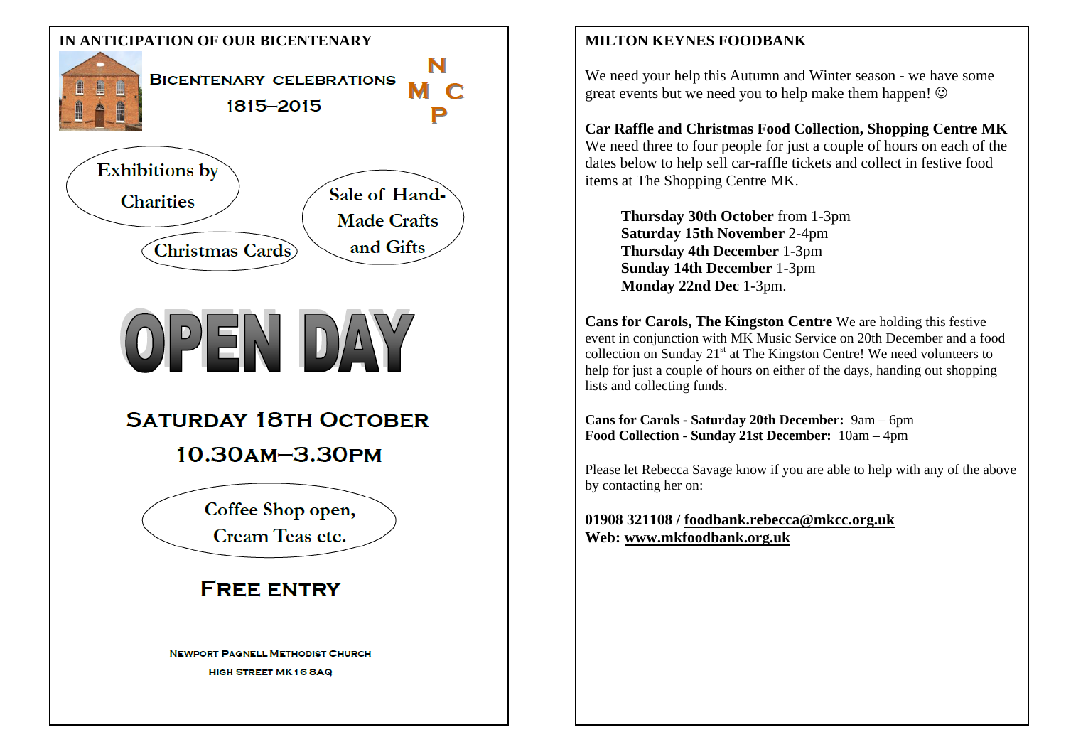## IN ANTICIPATION OF OUR BICENTENARY

**BICENTENARY CELEBRATIONS**

**1815–2015**

N M C P

Exhibitions by Charities

Sale of Hand-Made Crafts and Gifts

Christmas Cards

# OPEN DAY

## SATURDAY 18TH OCTOBER

## 10.30AM–3.30PM

Coffee Shop open, Cream Teas etc.

## FREE ENTRY

**NEWPORT PAGNELL METHODIST CHURCH**

**HIGH STREET MK16 8AQ**

## MILTON KEYNES FOODBANK

We need your help this Autumn and Winter season - we have some great events but we need you to help make them happen! ☺

**Car Raffle and Christmas Food Collection, Shopping Centre MK**
We need three to four people for just a couple of hours on each of the dates below to help sell car-raffle tickets and collect in festive food items at The Shopping Centre MK.

- **Thursday 30th October** from 1-3pm
- **Saturday 15th November** 2-4pm
- **Thursday 4th December** 1-3pm
- **Sunday 14th December** 1-3pm
- **Monday 22nd Dec** 1-3pm.

**Cans for Carols, The Kingston Centre** We are holding this festive event in conjunction with MK Music Service on 20th December and a food collection on Sunday 21st at The Kingston Centre! We need volunteers to help for just a couple of hours on either of the days, handing out shopping lists and collecting funds.

**Cans for Carols - Saturday 20th December:** 9am – 6pm
**Food Collection - Sunday 21st December:** 10am – 4pm

Please let Rebecca Savage know if you are able to help with any of the above by contacting her on:

**01908 321108 / foodbank.rebecca@mkcc.org.uk**
**Web: www.mkfoodbank.org.uk**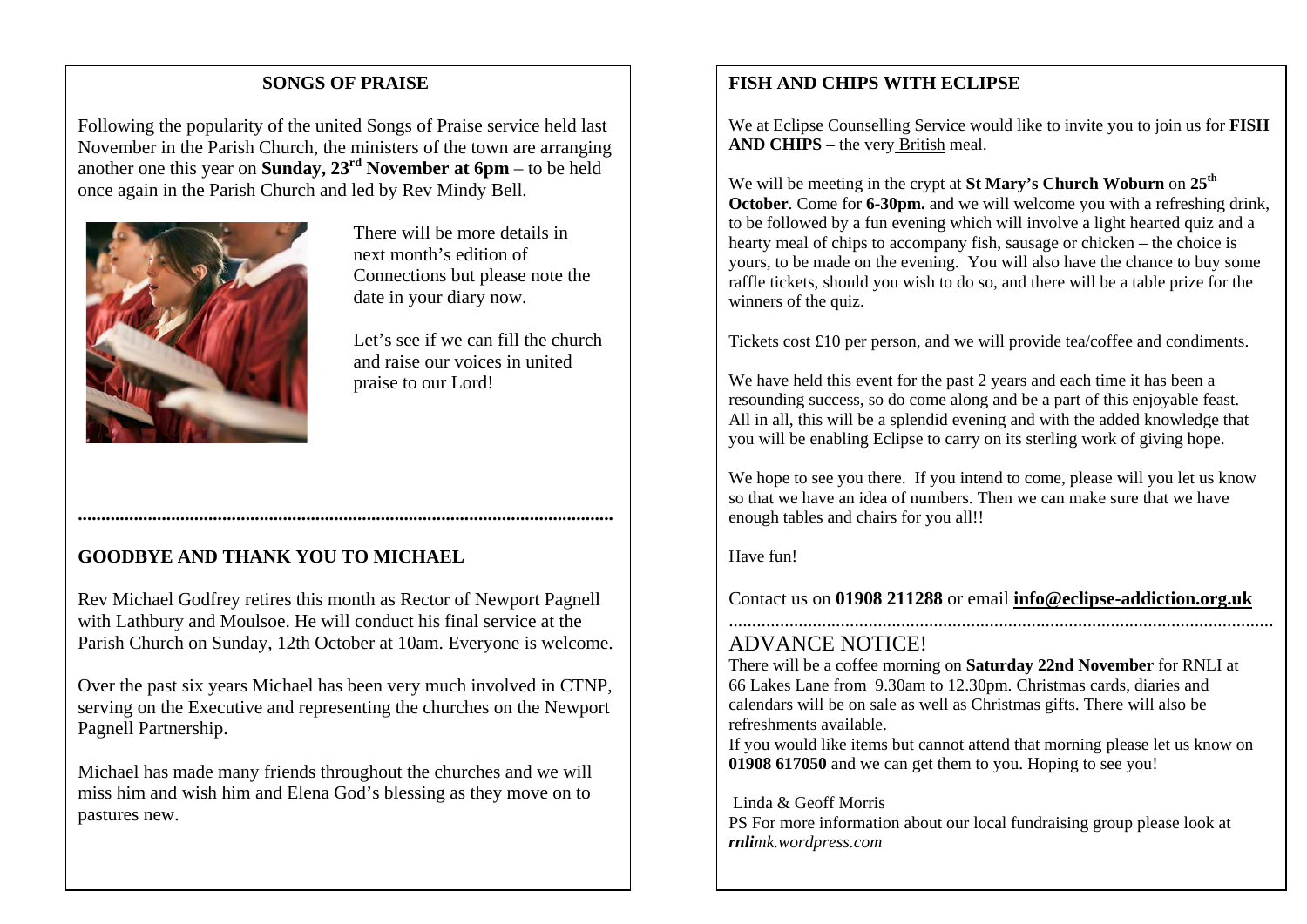## SONGS OF PRAISE

Following the popularity of the united Songs of Praise service held last November in the Parish Church, the ministers of the town are arranging another one this year on **Sunday, 23rd November at 6pm** – to be held once again in the Parish Church and led by Rev Mindy Bell.

There will be more details in next month's edition of Connections but please note the date in your diary now.

Let's see if we can fill the church and raise our voices in united praise to our Lord!

---

## GOODBYE AND THANK YOU TO MICHAEL

Rev Michael Godfrey retires this month as Rector of Newport Pagnell with Lathbury and Moulsoe. He will conduct his final service at the Parish Church on Sunday, 12th October at 10am. Everyone is welcome.

Over the past six years Michael has been very much involved in CTNP, serving on the Executive and representing the churches on the Newport Pagnell Partnership.

Michael has made many friends throughout the churches and we will miss him and wish him and Elena God's blessing as they move on to pastures new.

## FISH AND CHIPS WITH ECLIPSE

We at Eclipse Counselling Service would like to invite you to join us for **FISH AND CHIPS** – the very British meal.

We will be meeting in the crypt at **St Mary's Church Woburn** on **25th October**. Come for **6-30pm.** and we will welcome you with a refreshing drink, to be followed by a fun evening which will involve a light hearted quiz and a hearty meal of chips to accompany fish, sausage or chicken – the choice is yours, to be made on the evening. You will also have the chance to buy some raffle tickets, should you wish to do so, and there will be a table prize for the winners of the quiz.

Tickets cost £10 per person, and we will provide tea/coffee and condiments.

We have held this event for the past 2 years and each time it has been a resounding success, so do come along and be a part of this enjoyable feast. All in all, this will be a splendid evening and with the added knowledge that you will be enabling Eclipse to carry on its sterling work of giving hope.

We hope to see you there. If you intend to come, please will you let us know so that we have an idea of numbers. Then we can make sure that we have enough tables and chairs for you all!!

Have fun!

Contact us on **01908 211288** or email **info@eclipse-addiction.org.uk**

---

## ADVANCE NOTICE!

There will be a coffee morning on **Saturday 22nd November** for RNLI at 66 Lakes Lane from 9.30am to 12.30pm. Christmas cards, diaries and calendars will be on sale as well as Christmas gifts. There will also be refreshments available.

If you would like items but cannot attend that morning please let us know on **01908 617050** and we can get them to you. Hoping to see you!

Linda & Geoff Morris

PS For more information about our local fundraising group please look at ***rnli**mk.wordpress.com*